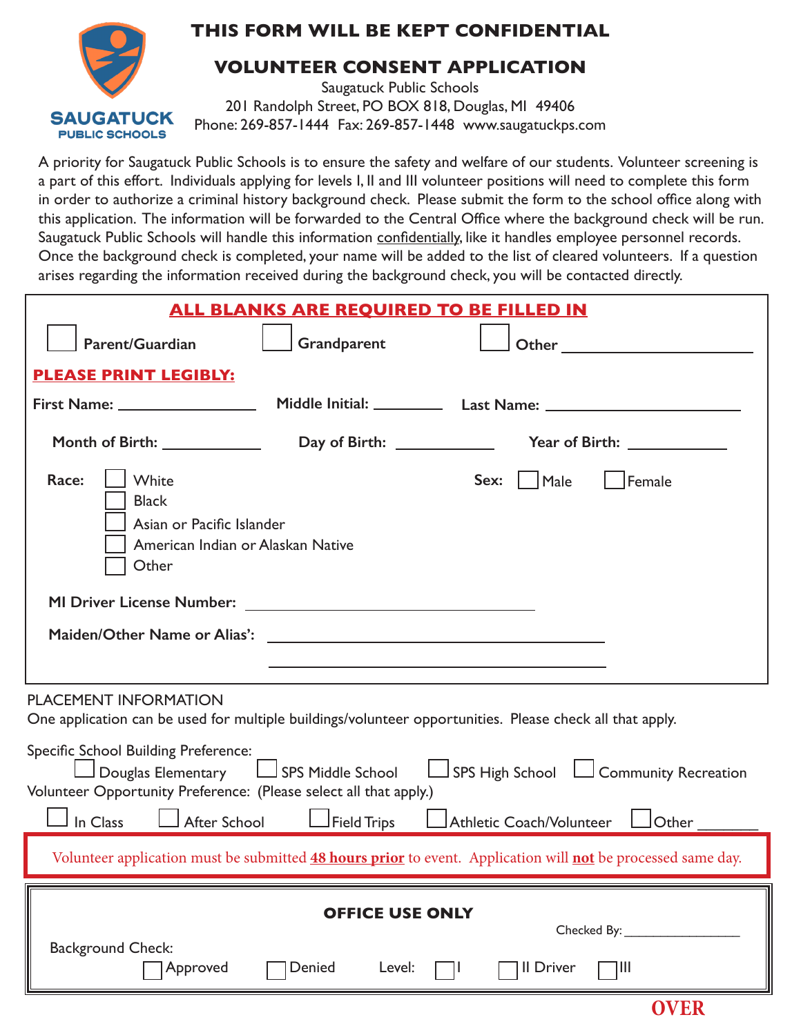SAUGATUCK PUBLIC SCHOOLS

# THIS FORM WILL BE KEPT CONFIDENTIAL

## VOLUNTEER CONSENT APPLICATION

Saugatuck Public Schools
201 Randolph Street, PO BOX 818, Douglas, MI 49406
Phone: 269-857-1444 Fax: 269-857-1448 www.saugatuckps.com

A priority for Saugatuck Public Schools is to ensure the safety and welfare of our students. Volunteer screening is a part of this effort. Individuals applying for levels I, II and III volunteer positions will need to complete this form in order to authorize a criminal history background check. Please submit the form to the school office along with this application. The information will be forwarded to the Central Office where the background check will be run. Saugatuck Public Schools will handle this information confidentially, like it handles employee personnel records. Once the background check is completed, your name will be added to the list of cleared volunteers. If a question arises regarding the information received during the background check, you will be contacted directly.

**ALL BLANKS ARE REQUIRED TO BE FILLED IN**

☐ Parent/Guardian ☐ Grandparent ☐ Other ____________________

**PLEASE PRINT LEGIBLY:**

**First Name:** ________________ **Middle Initial:** ________ **Last Name:** ____________________

**Month of Birth:** __________ **Day of Birth:** __________ **Year of Birth:** __________

**Race:**
- ☐ White
- ☐ Black
- ☐ Asian or Pacific Islander
- ☐ American Indian or Alaskan Native
- ☐ Other

**Sex:** ☐ Male ☐ Female

**MI Driver License Number:** ______________________________

**Maiden/Other Name or Alias':** ______________________________

______________________________

PLACEMENT INFORMATION
One application can be used for multiple buildings/volunteer opportunities. Please check all that apply.

Specific School Building Preference:
☐ Douglas Elementary ☐ SPS Middle School ☐ SPS High School ☐ Community Recreation

Volunteer Opportunity Preference: (Please select all that apply.)
☐ In Class ☐ After School ☐ Field Trips ☐ Athletic Coach/Volunteer ☐ Other ________

Volunteer application must be submitted **48 hours prior** to event. Application will **not** be processed same day.

**OFFICE USE ONLY**

Checked By: ________________

Background Check:
☐ Approved ☐ Denied Level: ☐ I ☐ II Driver ☐ III

**OVER**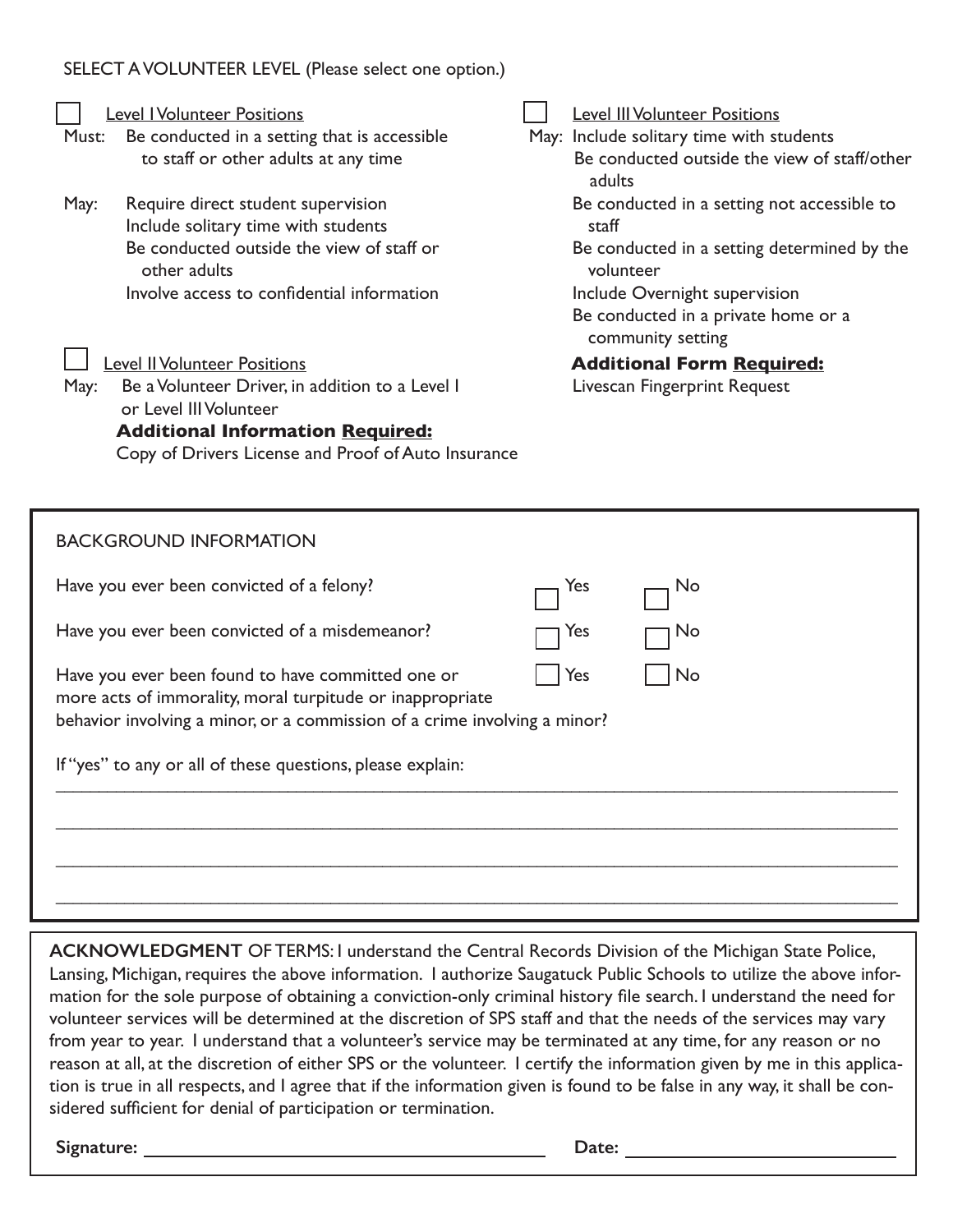SELECT A VOLUNTEER LEVEL (Please select one option.)

☐ Level I Volunteer Positions

Must: Be conducted in a setting that is accessible to staff or other adults at any time

May: Require direct student supervision
Include solitary time with students
Be conducted outside the view of staff or other adults
Involve access to confidential information

☐ Level II Volunteer Positions

May: Be a Volunteer Driver, in addition to a Level I or Level III Volunteer

**Additional Information Required:**
Copy of Drivers License and Proof of Auto Insurance

☐ Level III Volunteer Positions

May: Include solitary time with students
Be conducted outside the view of staff/other adults
Be conducted in a setting not accessible to staff
Be conducted in a setting determined by the volunteer
Include Overnight supervision
Be conducted in a private home or a community setting

**Additional Form Required:**
Livescan Fingerprint Request

BACKGROUND INFORMATION

Have you ever been convicted of a felony? ☐ Yes ☐ No

Have you ever been convicted of a misdemeanor? ☐ Yes ☐ No

Have you ever been found to have committed one or more acts of immorality, moral turpitude or inappropriate behavior involving a minor, or a commission of a crime involving a minor? ☐ Yes ☐ No

If "yes" to any or all of these questions, please explain:

_______________________________________________

_______________________________________________

_______________________________________________

_______________________________________________

**ACKNOWLEDGMENT** OF TERMS: I understand the Central Records Division of the Michigan State Police, Lansing, Michigan, requires the above information. I authorize Saugatuck Public Schools to utilize the above information for the sole purpose of obtaining a conviction-only criminal history file search. I understand the need for volunteer services will be determined at the discretion of SPS staff and that the needs of the services may vary from year to year. I understand that a volunteer's service may be terminated at any time, for any reason or no reason at all, at the discretion of either SPS or the volunteer. I certify the information given by me in this application is true in all respects, and I agree that if the information given is found to be false in any way, it shall be considered sufficient for denial of participation or termination.

**Signature:** ______________________ **Date:** ______________